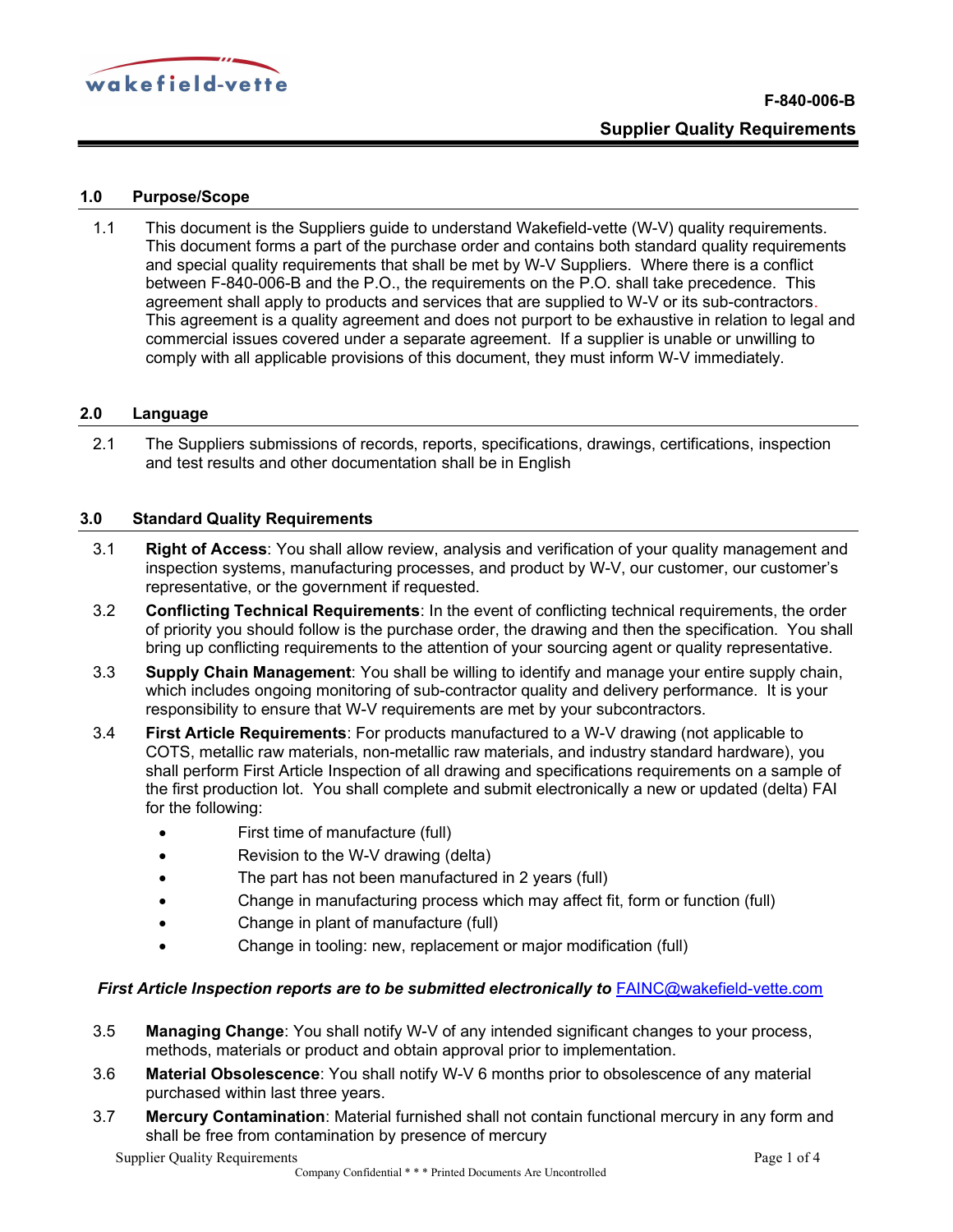wakefield-vette

**F-840-006-B**

**Supplier Quality Requirements**

## 1.0 Purpose/Scope

1.1 This document is the Suppliers guide to understand Wakefield-vette (W-V) quality requirements. This document forms a part of the purchase order and contains both standard quality requirements and special quality requirements that shall be met by W-V Suppliers. Where there is a conflict between F-840-006-B and the P.O., the requirements on the P.O. shall take precedence. This agreement shall apply to products and services that are supplied to W-V or its sub-contractors. This agreement is a quality agreement and does not purport to be exhaustive in relation to legal and commercial issues covered under a separate agreement. If a supplier is unable or unwilling to comply with all applicable provisions of this document, they must inform W-V immediately.

## 2.0 Language

2.1 The Suppliers submissions of records, reports, specifications, drawings, certifications, inspection and test results and other documentation shall be in English

## 3.0 Standard Quality Requirements

3.1 **Right of Access**: You shall allow review, analysis and verification of your quality management and inspection systems, manufacturing processes, and product by W-V, our customer, our customer's representative, or the government if requested.

3.2 **Conflicting Technical Requirements**: In the event of conflicting technical requirements, the order of priority you should follow is the purchase order, the drawing and then the specification. You shall bring up conflicting requirements to the attention of your sourcing agent or quality representative.

3.3 **Supply Chain Management**: You shall be willing to identify and manage your entire supply chain, which includes ongoing monitoring of sub-contractor quality and delivery performance. It is your responsibility to ensure that W-V requirements are met by your subcontractors.

3.4 **First Article Requirements**: For products manufactured to a W-V drawing (not applicable to COTS, metallic raw materials, non-metallic raw materials, and industry standard hardware), you shall perform First Article Inspection of all drawing and specifications requirements on a sample of the first production lot. You shall complete and submit electronically a new or updated (delta) FAI for the following:

- First time of manufacture (full)
- Revision to the W-V drawing (delta)
- The part has not been manufactured in 2 years (full)
- Change in manufacturing process which may affect fit, form or function (full)
- Change in plant of manufacture (full)
- Change in tooling: new, replacement or major modification (full)

***First Article Inspection reports are to be submitted electronically to*** FAINC@wakefield-vette.com

3.5 **Managing Change**: You shall notify W-V of any intended significant changes to your process, methods, materials or product and obtain approval prior to implementation.

3.6 **Material Obsolescence**: You shall notify W-V 6 months prior to obsolescence of any material purchased within last three years.

3.7 **Mercury Contamination**: Material furnished shall not contain functional mercury in any form and shall be free from contamination by presence of mercury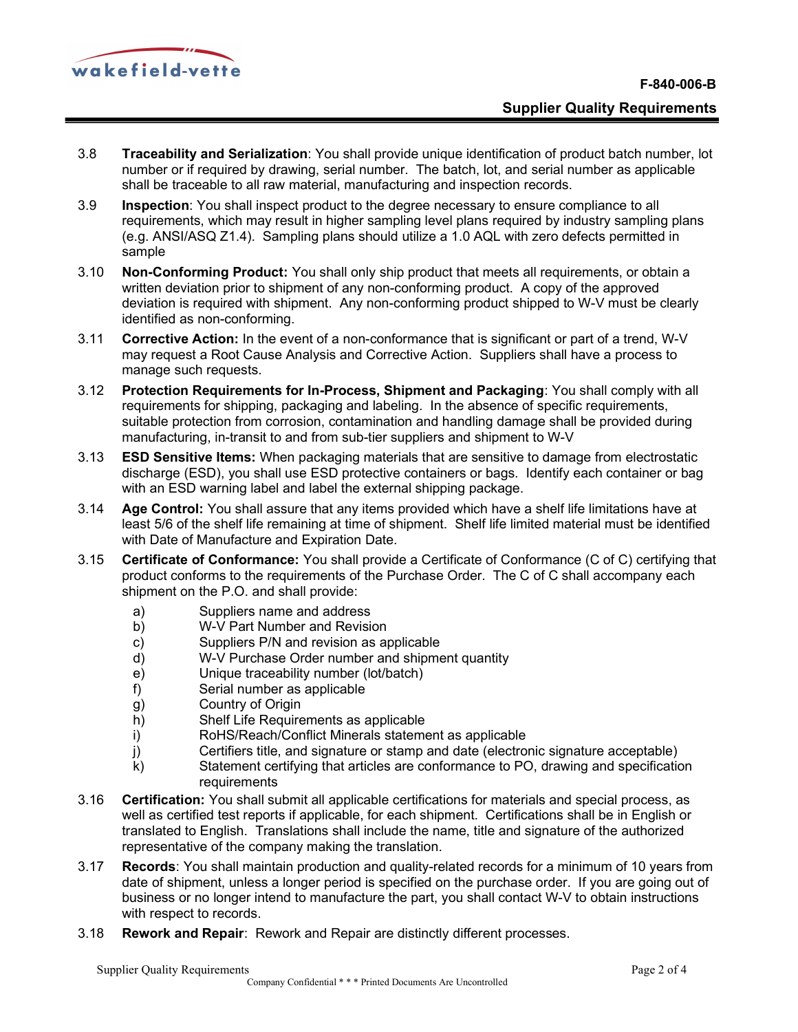3.8 **Traceability and Serialization**: You shall provide unique identification of product batch number, lot number or if required by drawing, serial number. The batch, lot, and serial number as applicable shall be traceable to all raw material, manufacturing and inspection records.

3.9 **Inspection**: You shall inspect product to the degree necessary to ensure compliance to all requirements, which may result in higher sampling level plans required by industry sampling plans (e.g. ANSI/ASQ Z1.4). Sampling plans should utilize a 1.0 AQL with zero defects permitted in sample

3.10 **Non-Conforming Product:** You shall only ship product that meets all requirements, or obtain a written deviation prior to shipment of any non-conforming product. A copy of the approved deviation is required with shipment. Any non-conforming product shipped to W-V must be clearly identified as non-conforming.

3.11 **Corrective Action:** In the event of a non-conformance that is significant or part of a trend, W-V may request a Root Cause Analysis and Corrective Action. Suppliers shall have a process to manage such requests.

3.12 **Protection Requirements for In-Process, Shipment and Packaging**: You shall comply with all requirements for shipping, packaging and labeling. In the absence of specific requirements, suitable protection from corrosion, contamination and handling damage shall be provided during manufacturing, in-transit to and from sub-tier suppliers and shipment to W-V

3.13 **ESD Sensitive Items:** When packaging materials that are sensitive to damage from electrostatic discharge (ESD), you shall use ESD protective containers or bags. Identify each container or bag with an ESD warning label and label the external shipping package.

3.14 **Age Control:** You shall assure that any items provided which have a shelf life limitations have at least 5/6 of the shelf life remaining at time of shipment. Shelf life limited material must be identified with Date of Manufacture and Expiration Date.

3.15 **Certificate of Conformance:** You shall provide a Certificate of Conformance (C of C) certifying that product conforms to the requirements of the Purchase Order. The C of C shall accompany each shipment on the P.O. and shall provide:

- a) Suppliers name and address
- b) W-V Part Number and Revision
- c) Suppliers P/N and revision as applicable
- d) W-V Purchase Order number and shipment quantity
- e) Unique traceability number (lot/batch)
- f) Serial number as applicable
- g) Country of Origin
- h) Shelf Life Requirements as applicable
- i) RoHS/Reach/Conflict Minerals statement as applicable
- j) Certifiers title, and signature or stamp and date (electronic signature acceptable)
- k) Statement certifying that articles are conformance to PO, drawing and specification requirements

3.16 **Certification:** You shall submit all applicable certifications for materials and special process, as well as certified test reports if applicable, for each shipment. Certifications shall be in English or translated to English. Translations shall include the name, title and signature of the authorized representative of the company making the translation.

3.17 **Records**: You shall maintain production and quality-related records for a minimum of 10 years from date of shipment, unless a longer period is specified on the purchase order. If you are going out of business or no longer intend to manufacture the part, you shall contact W-V to obtain instructions with respect to records.

3.18 **Rework and Repair**: Rework and Repair are distinctly different processes.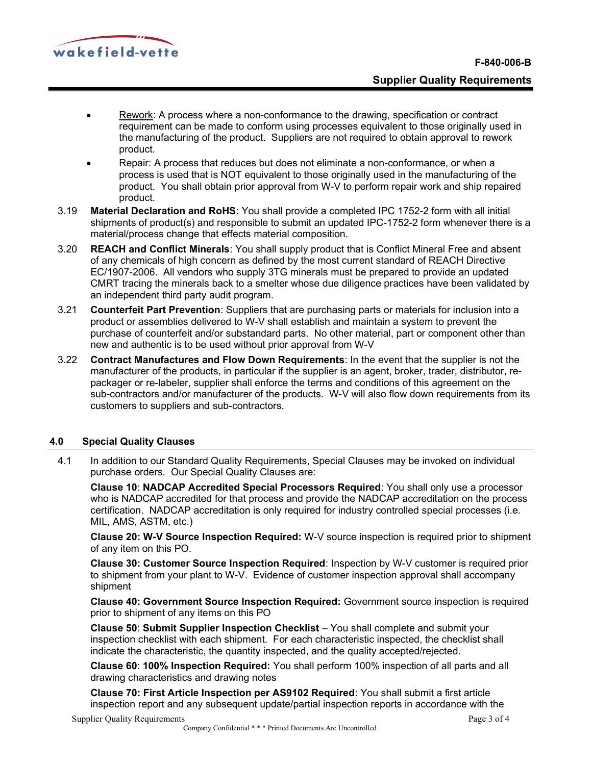- Rework: A process where a non-conformance to the drawing, specification or contract requirement can be made to conform using processes equivalent to those originally used in the manufacturing of the product. Suppliers are not required to obtain approval to rework product.
- Repair: A process that reduces but does not eliminate a non-conformance, or when a process is used that is NOT equivalent to those originally used in the manufacturing of the product. You shall obtain prior approval from W-V to perform repair work and ship repaired product.

3.19 **Material Declaration and RoHS**: You shall provide a completed IPC 1752-2 form with all initial shipments of product(s) and responsible to submit an updated IPC-1752-2 form whenever there is a material/process change that effects material composition.

3.20 **REACH and Conflict Minerals**: You shall supply product that is Conflict Mineral Free and absent of any chemicals of high concern as defined by the most current standard of REACH Directive EC/1907-2006. All vendors who supply 3TG minerals must be prepared to provide an updated CMRT tracing the minerals back to a smelter whose due diligence practices have been validated by an independent third party audit program.

3.21 **Counterfeit Part Prevention**: Suppliers that are purchasing parts or materials for inclusion into a product or assemblies delivered to W-V shall establish and maintain a system to prevent the purchase of counterfeit and/or substandard parts. No other material, part or component other than new and authentic is to be used without prior approval from W-V

3.22 **Contract Manufactures and Flow Down Requirements**: In the event that the supplier is not the manufacturer of the products, in particular if the supplier is an agent, broker, trader, distributor, re-packager or re-labeler, supplier shall enforce the terms and conditions of this agreement on the sub-contractors and/or manufacturer of the products. W-V will also flow down requirements from its customers to suppliers and sub-contractors.

## 4.0 Special Quality Clauses

4.1 In addition to our Standard Quality Requirements, Special Clauses may be invoked on individual purchase orders. Our Special Quality Clauses are:

**Clause 10**: **NADCAP Accredited Special Processors Required**: You shall only use a processor who is NADCAP accredited for that process and provide the NADCAP accreditation on the process certification. NADCAP accreditation is only required for industry controlled special processes (i.e. MIL, AMS, ASTM, etc.)

**Clause 20: W-V Source Inspection Required:** W-V source inspection is required prior to shipment of any item on this PO.

**Clause 30: Customer Source Inspection Required**: Inspection by W-V customer is required prior to shipment from your plant to W-V. Evidence of customer inspection approval shall accompany shipment

**Clause 40: Government Source Inspection Required:** Government source inspection is required prior to shipment of any items on this PO

**Clause 50**: **Submit Supplier Inspection Checklist** – You shall complete and submit your inspection checklist with each shipment. For each characteristic inspected, the checklist shall indicate the characteristic, the quantity inspected, and the quality accepted/rejected.

**Clause 60**: **100% Inspection Required:** You shall perform 100% inspection of all parts and all drawing characteristics and drawing notes

**Clause 70: First Article Inspection per AS9102 Required**: You shall submit a first article inspection report and any subsequent update/partial inspection reports in accordance with the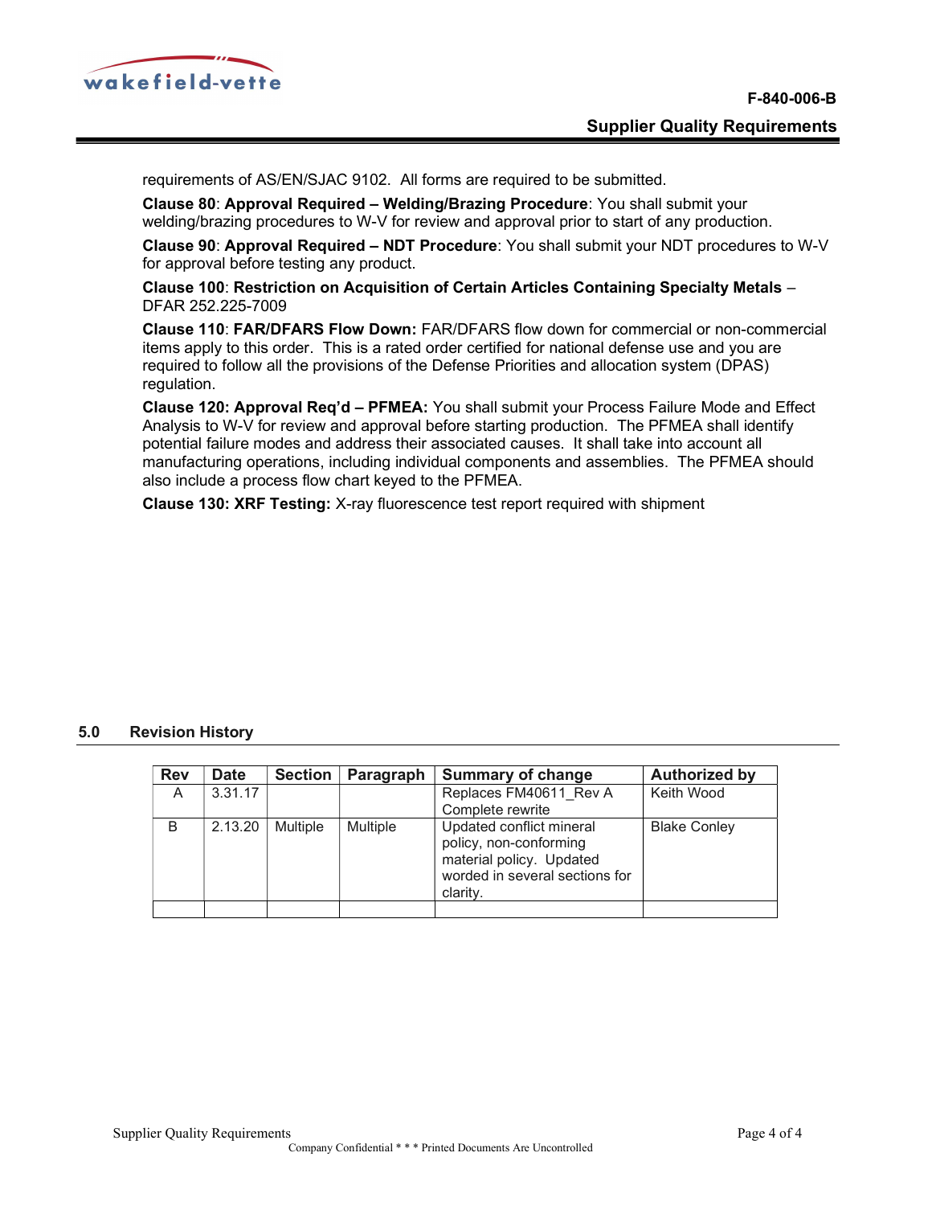requirements of AS/EN/SJAC 9102. All forms are required to be submitted.

**Clause 80**: **Approval Required – Welding/Brazing Procedure**: You shall submit your welding/brazing procedures to W-V for review and approval prior to start of any production.

**Clause 90**: **Approval Required – NDT Procedure**: You shall submit your NDT procedures to W-V for approval before testing any product.

**Clause 100**: **Restriction on Acquisition of Certain Articles Containing Specialty Metals** – DFAR 252.225-7009

**Clause 110**: **FAR/DFARS Flow Down:** FAR/DFARS flow down for commercial or non-commercial items apply to this order. This is a rated order certified for national defense use and you are required to follow all the provisions of the Defense Priorities and allocation system (DPAS) regulation.

**Clause 120: Approval Req'd – PFMEA:** You shall submit your Process Failure Mode and Effect Analysis to W-V for review and approval before starting production. The PFMEA shall identify potential failure modes and address their associated causes. It shall take into account all manufacturing operations, including individual components and assemblies. The PFMEA should also include a process flow chart keyed to the PFMEA.

**Clause 130: XRF Testing:** X-ray fluorescence test report required with shipment

## 5.0 Revision History

| Rev | Date | Section | Paragraph | Summary of change | Authorized by |
|---|---|---|---|---|---|
| A | 3.31.17 | | | Replaces FM40611_Rev A Complete rewrite | Keith Wood |
| B | 2.13.20 | Multiple | Multiple | Updated conflict mineral policy, non-conforming material policy. Updated worded in several sections for clarity. | Blake Conley |
| | | | | | |